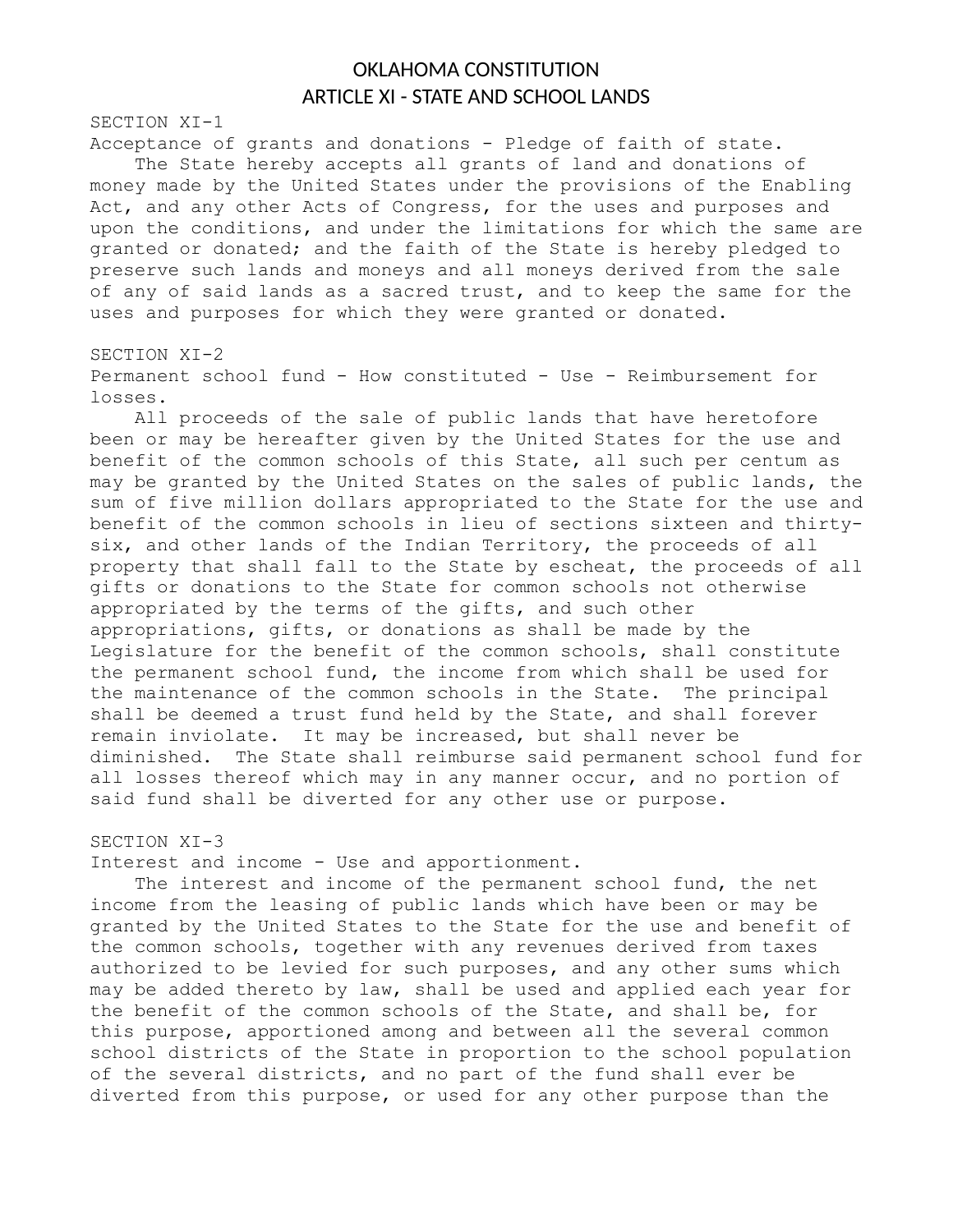# OKLAHOMA CONSTITUTION
## ARTICLE XI - STATE AND SCHOOL LANDS

SECTION XI-1

Acceptance of grants and donations - Pledge of faith of state.

The State hereby accepts all grants of land and donations of money made by the United States under the provisions of the Enabling Act, and any other Acts of Congress, for the uses and purposes and upon the conditions, and under the limitations for which the same are granted or donated; and the faith of the State is hereby pledged to preserve such lands and moneys and all moneys derived from the sale of any of said lands as a sacred trust, and to keep the same for the uses and purposes for which they were granted or donated.

SECTION XI-2

Permanent school fund - How constituted - Use - Reimbursement for losses.

All proceeds of the sale of public lands that have heretofore been or may be hereafter given by the United States for the use and benefit of the common schools of this State, all such per centum as may be granted by the United States on the sales of public lands, the sum of five million dollars appropriated to the State for the use and benefit of the common schools in lieu of sections sixteen and thirty-six, and other lands of the Indian Territory, the proceeds of all property that shall fall to the State by escheat, the proceeds of all gifts or donations to the State for common schools not otherwise appropriated by the terms of the gifts, and such other appropriations, gifts, or donations as shall be made by the Legislature for the benefit of the common schools, shall constitute the permanent school fund, the income from which shall be used for the maintenance of the common schools in the State. The principal shall be deemed a trust fund held by the State, and shall forever remain inviolate. It may be increased, but shall never be diminished. The State shall reimburse said permanent school fund for all losses thereof which may in any manner occur, and no portion of said fund shall be diverted for any other use or purpose.

SECTION XI-3

Interest and income - Use and apportionment.

The interest and income of the permanent school fund, the net income from the leasing of public lands which have been or may be granted by the United States to the State for the use and benefit of the common schools, together with any revenues derived from taxes authorized to be levied for such purposes, and any other sums which may be added thereto by law, shall be used and applied each year for the benefit of the common schools of the State, and shall be, for this purpose, apportioned among and between all the several common school districts of the State in proportion to the school population of the several districts, and no part of the fund shall ever be diverted from this purpose, or used for any other purpose than the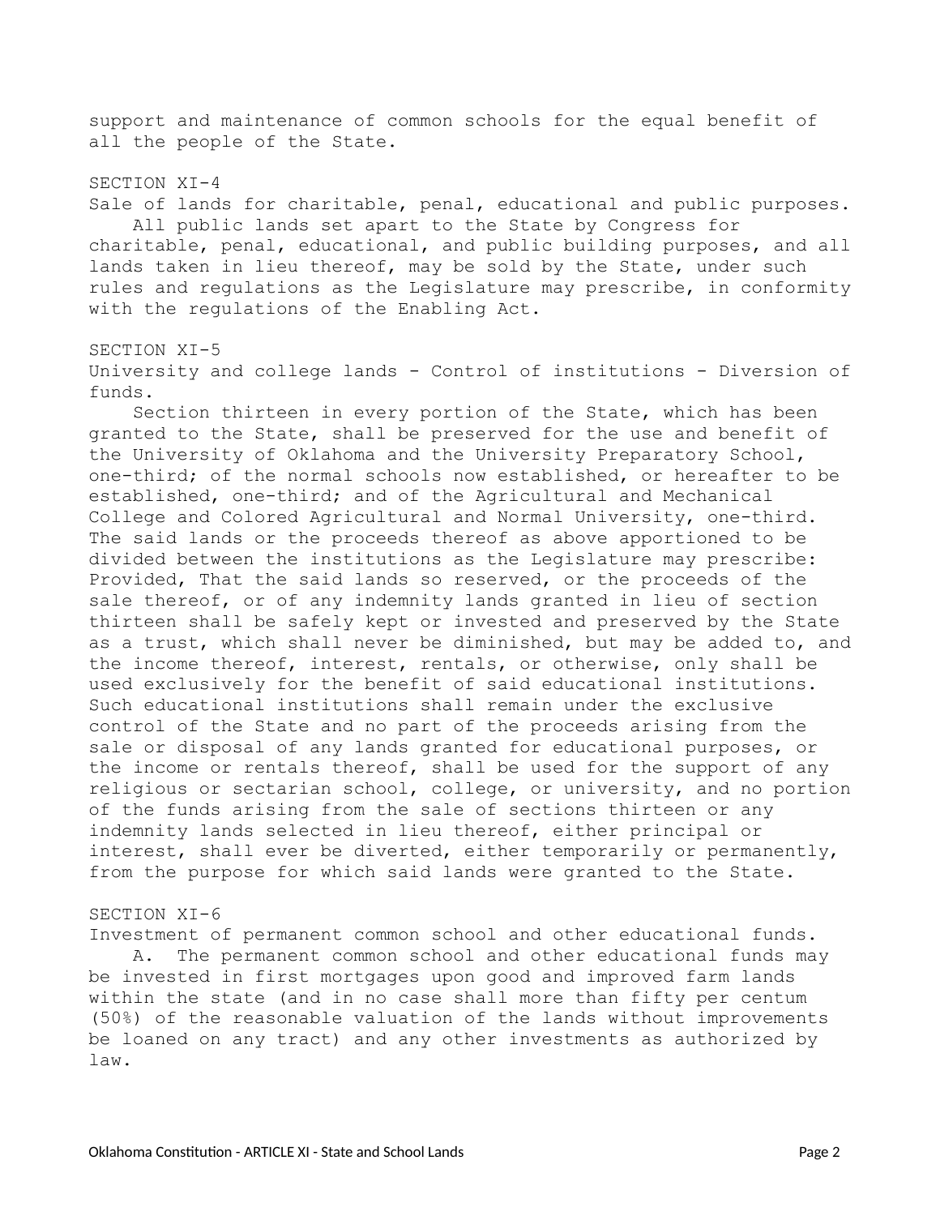support and maintenance of common schools for the equal benefit of all the people of the State.

## SECTION XI-4

Sale of lands for charitable, penal, educational and public purposes.

All public lands set apart to the State by Congress for charitable, penal, educational, and public building purposes, and all lands taken in lieu thereof, may be sold by the State, under such rules and regulations as the Legislature may prescribe, in conformity with the regulations of the Enabling Act.

## SECTION XI-5

University and college lands - Control of institutions - Diversion of funds.

Section thirteen in every portion of the State, which has been granted to the State, shall be preserved for the use and benefit of the University of Oklahoma and the University Preparatory School, one-third; of the normal schools now established, or hereafter to be established, one-third; and of the Agricultural and Mechanical College and Colored Agricultural and Normal University, one-third. The said lands or the proceeds thereof as above apportioned to be divided between the institutions as the Legislature may prescribe: Provided, That the said lands so reserved, or the proceeds of the sale thereof, or of any indemnity lands granted in lieu of section thirteen shall be safely kept or invested and preserved by the State as a trust, which shall never be diminished, but may be added to, and the income thereof, interest, rentals, or otherwise, only shall be used exclusively for the benefit of said educational institutions. Such educational institutions shall remain under the exclusive control of the State and no part of the proceeds arising from the sale or disposal of any lands granted for educational purposes, or the income or rentals thereof, shall be used for the support of any religious or sectarian school, college, or university, and no portion of the funds arising from the sale of sections thirteen or any indemnity lands selected in lieu thereof, either principal or interest, shall ever be diverted, either temporarily or permanently, from the purpose for which said lands were granted to the State.

## SECTION XI-6

Investment of permanent common school and other educational funds.

A. The permanent common school and other educational funds may be invested in first mortgages upon good and improved farm lands within the state (and in no case shall more than fifty per centum (50%) of the reasonable valuation of the lands without improvements be loaned on any tract) and any other investments as authorized by law.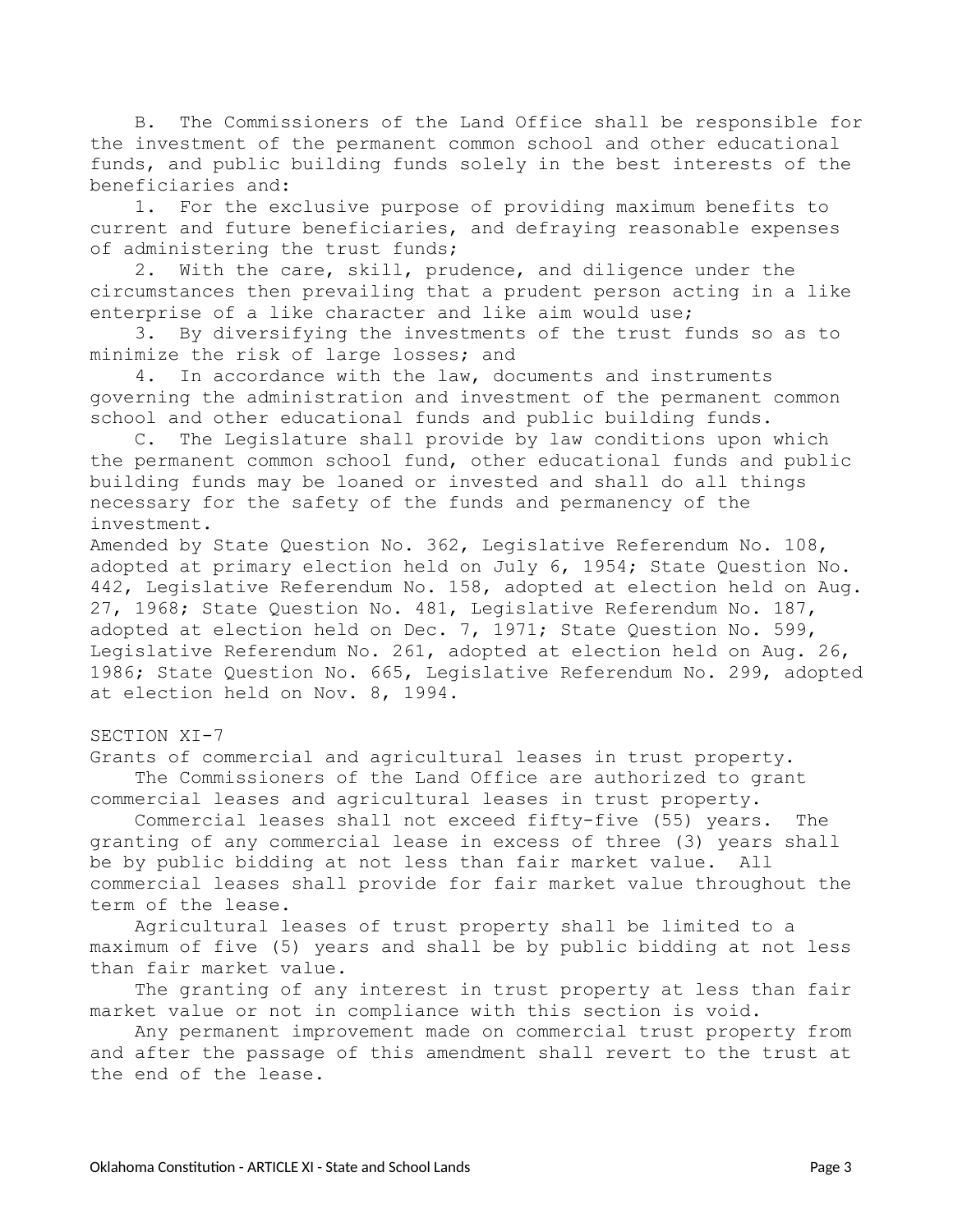B. The Commissioners of the Land Office shall be responsible for the investment of the permanent common school and other educational funds, and public building funds solely in the best interests of the beneficiaries and:

1. For the exclusive purpose of providing maximum benefits to current and future beneficiaries, and defraying reasonable expenses of administering the trust funds;
2. With the care, skill, prudence, and diligence under the circumstances then prevailing that a prudent person acting in a like enterprise of a like character and like aim would use;
3. By diversifying the investments of the trust funds so as to minimize the risk of large losses; and
4. In accordance with the law, documents and instruments governing the administration and investment of the permanent common school and other educational funds and public building funds.

C. The Legislature shall provide by law conditions upon which the permanent common school fund, other educational funds and public building funds may be loaned or invested and shall do all things necessary for the safety of the funds and permanency of the investment.

Amended by State Question No. 362, Legislative Referendum No. 108, adopted at primary election held on July 6, 1954; State Question No. 442, Legislative Referendum No. 158, adopted at election held on Aug. 27, 1968; State Question No. 481, Legislative Referendum No. 187, adopted at election held on Dec. 7, 1971; State Question No. 599, Legislative Referendum No. 261, adopted at election held on Aug. 26, 1986; State Question No. 665, Legislative Referendum No. 299, adopted at election held on Nov. 8, 1994.

## SECTION XI-7

Grants of commercial and agricultural leases in trust property.

The Commissioners of the Land Office are authorized to grant commercial leases and agricultural leases in trust property.

Commercial leases shall not exceed fifty-five (55) years. The granting of any commercial lease in excess of three (3) years shall be by public bidding at not less than fair market value. All commercial leases shall provide for fair market value throughout the term of the lease.

Agricultural leases of trust property shall be limited to a maximum of five (5) years and shall be by public bidding at not less than fair market value.

The granting of any interest in trust property at less than fair market value or not in compliance with this section is void.

Any permanent improvement made on commercial trust property from and after the passage of this amendment shall revert to the trust at the end of the lease.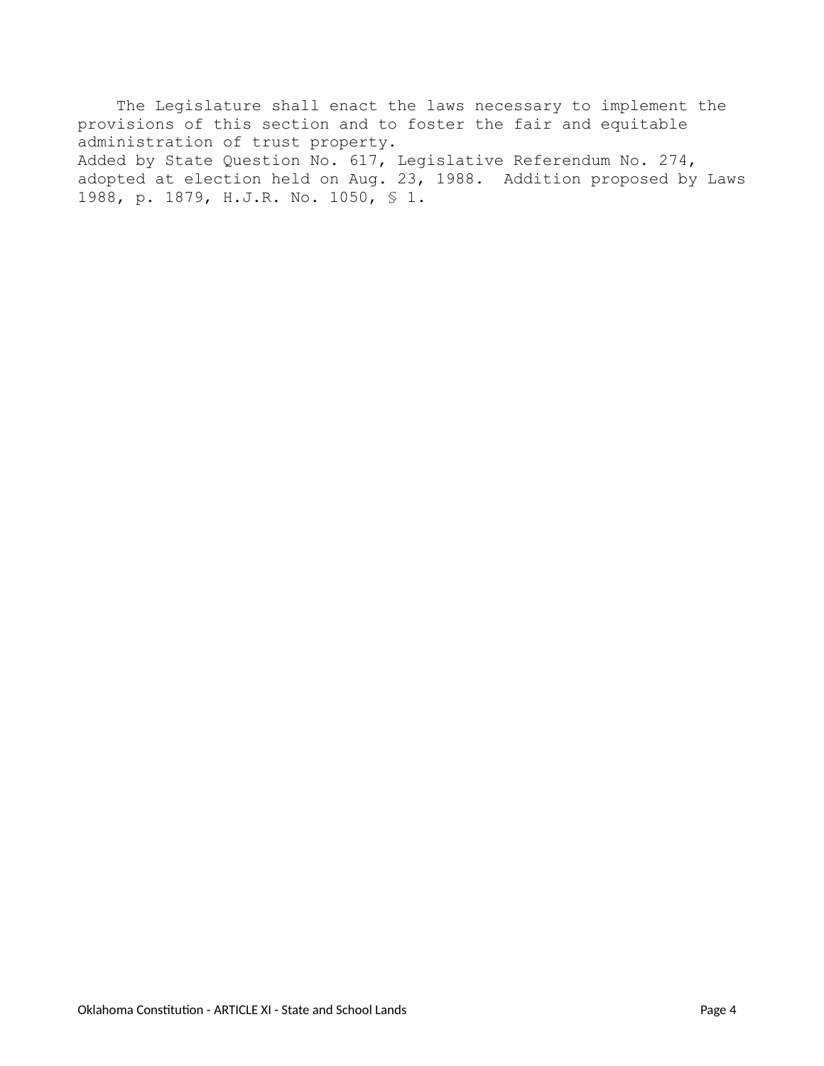The Legislature shall enact the laws necessary to implement the provisions of this section and to foster the fair and equitable administration of trust property.

Added by State Question No. 617, Legislative Referendum No. 274, adopted at election held on Aug. 23, 1988. Addition proposed by Laws 1988, p. 1879, H.J.R. No. 1050, § 1.